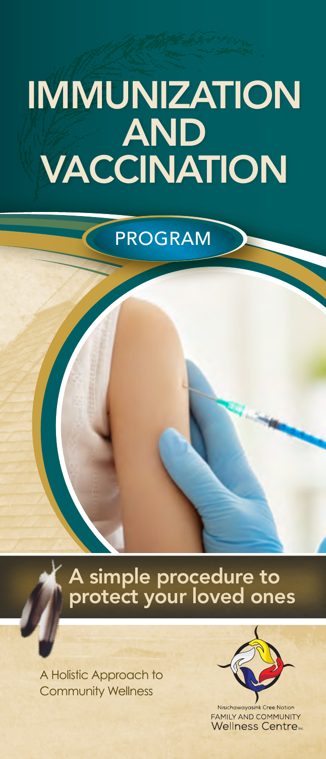# IMMUNIZATION AND VACCINATION

## PROGRAM

### A simple procedure to protect your loved ones

A Holistic Approach to Community Wellness

Nisichawayasihk Cree Nation
FAMILY AND COMMUNITY
Wellness Centre Inc.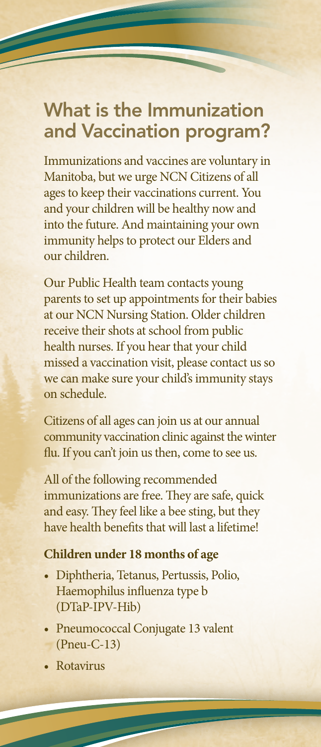## What is the Immunization and Vaccination program?

Immunizations and vaccines are voluntary in Manitoba, but we urge NCN Citizens of all ages to keep their vaccinations current. You and your children will be healthy now and into the future. And maintaining your own immunity helps to protect our Elders and our children.

Our Public Health team contacts young parents to set up appointments for their babies at our NCN Nursing Station. Older children receive their shots at school from public health nurses. If you hear that your child missed a vaccination visit, please contact us so we can make sure your child's immunity stays on schedule.

Citizens of all ages can join us at our annual community vaccination clinic against the winter flu. If you can't join us then, come to see us.

All of the following recommended immunizations are free. They are safe, quick and easy. They feel like a bee sting, but they have health benefits that will last a lifetime!

**Children under 18 months of age**

- Diphtheria, Tetanus, Pertussis, Polio, Haemophilus influenza type b (DTaP-IPV-Hib)
- Pneumococcal Conjugate 13 valent (Pneu-C-13)
- Rotavirus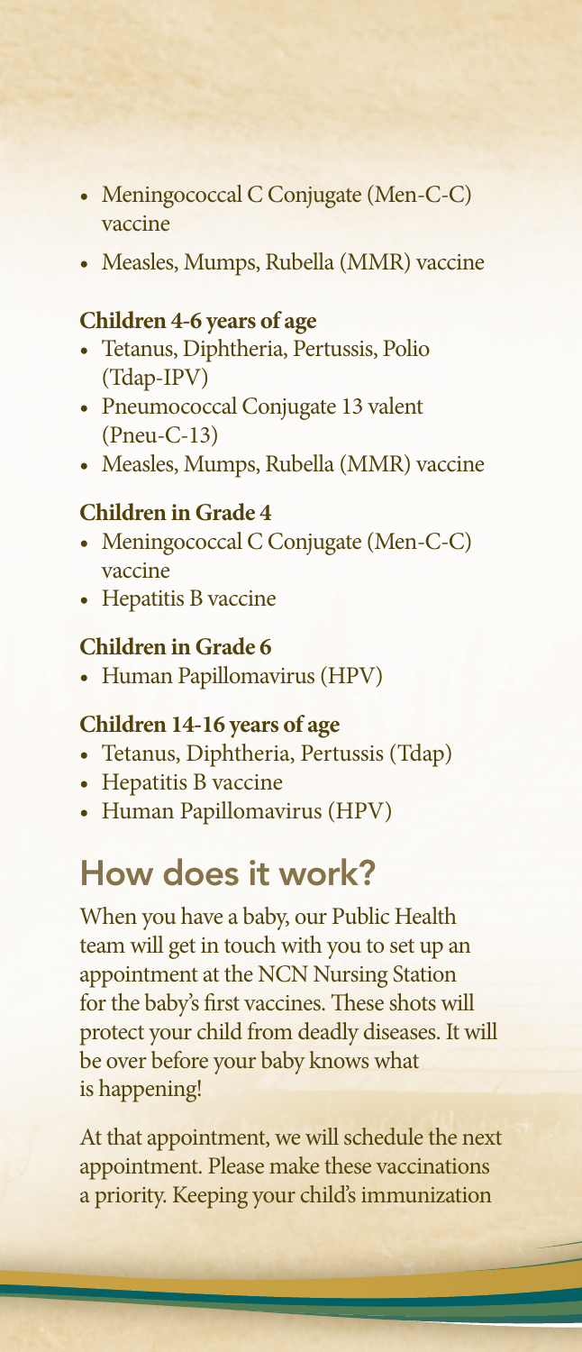- Meningococcal C Conjugate (Men-C-C) vaccine
- Measles, Mumps, Rubella (MMR) vaccine

**Children 4-6 years of age**

- Tetanus, Diphtheria, Pertussis, Polio (Tdap-IPV)
- Pneumococcal Conjugate 13 valent (Pneu-C-13)
- Measles, Mumps, Rubella (MMR) vaccine

**Children in Grade 4**

- Meningococcal C Conjugate (Men-C-C) vaccine
- Hepatitis B vaccine

**Children in Grade 6**

- Human Papillomavirus (HPV)

**Children 14-16 years of age**

- Tetanus, Diphtheria, Pertussis (Tdap)
- Hepatitis B vaccine
- Human Papillomavirus (HPV)

## How does it work?

When you have a baby, our Public Health team will get in touch with you to set up an appointment at the NCN Nursing Station for the baby's first vaccines. These shots will protect your child from deadly diseases. It will be over before your baby knows what is happening!

At that appointment, we will schedule the next appointment. Please make these vaccinations a priority. Keeping your child's immunization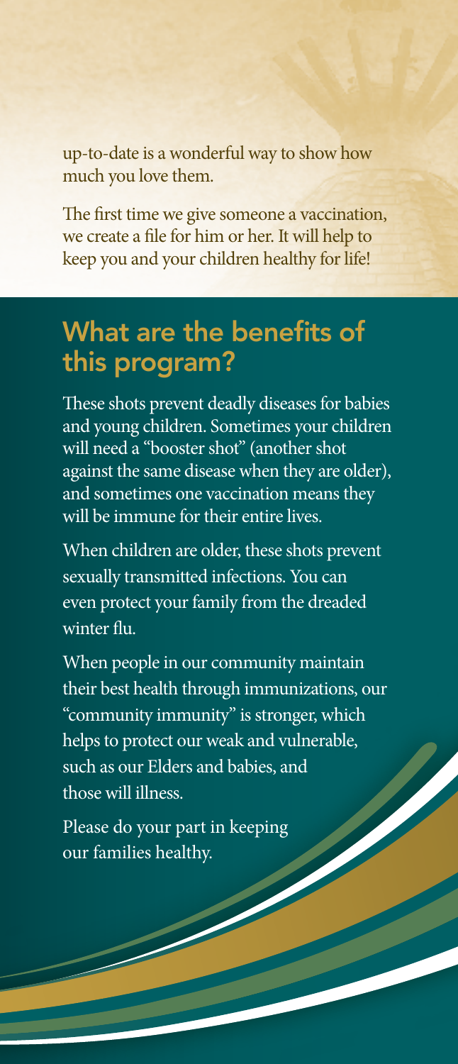up-to-date is a wonderful way to show how much you love them.

The first time we give someone a vaccination, we create a file for him or her. It will help to keep you and your children healthy for life!

## What are the benefits of this program?

These shots prevent deadly diseases for babies and young children. Sometimes your children will need a "booster shot" (another shot against the same disease when they are older), and sometimes one vaccination means they will be immune for their entire lives.

When children are older, these shots prevent sexually transmitted infections. You can even protect your family from the dreaded winter flu.

When people in our community maintain their best health through immunizations, our "community immunity" is stronger, which helps to protect our weak and vulnerable, such as our Elders and babies, and those will illness.

Please do your part in keeping our families healthy.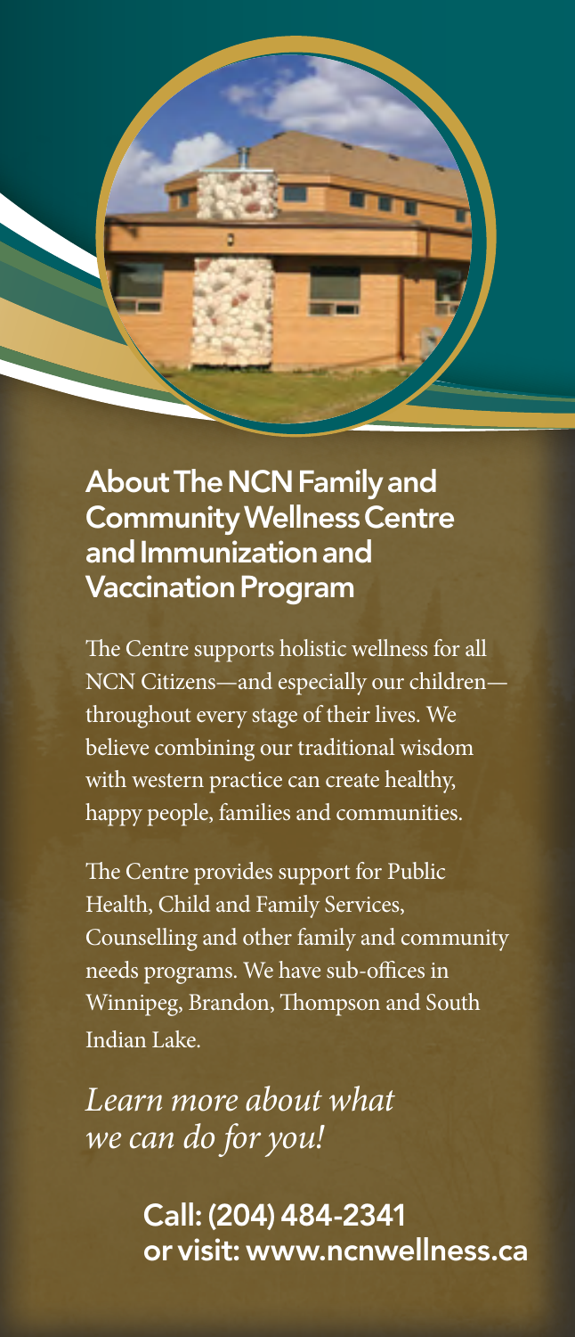## About The NCN Family and Community Wellness Centre and Immunization and Vaccination Program

The Centre supports holistic wellness for all NCN Citizens—and especially our children—throughout every stage of their lives. We believe combining our traditional wisdom with western practice can create healthy, happy people, families and communities.

The Centre provides support for Public Health, Child and Family Services, Counselling and other family and community needs programs. We have sub-offices in Winnipeg, Brandon, Thompson and South Indian Lake.

*Learn more about what we can do for you!*

**Call: (204) 484-2341**
**or visit: www.ncnwellness.ca**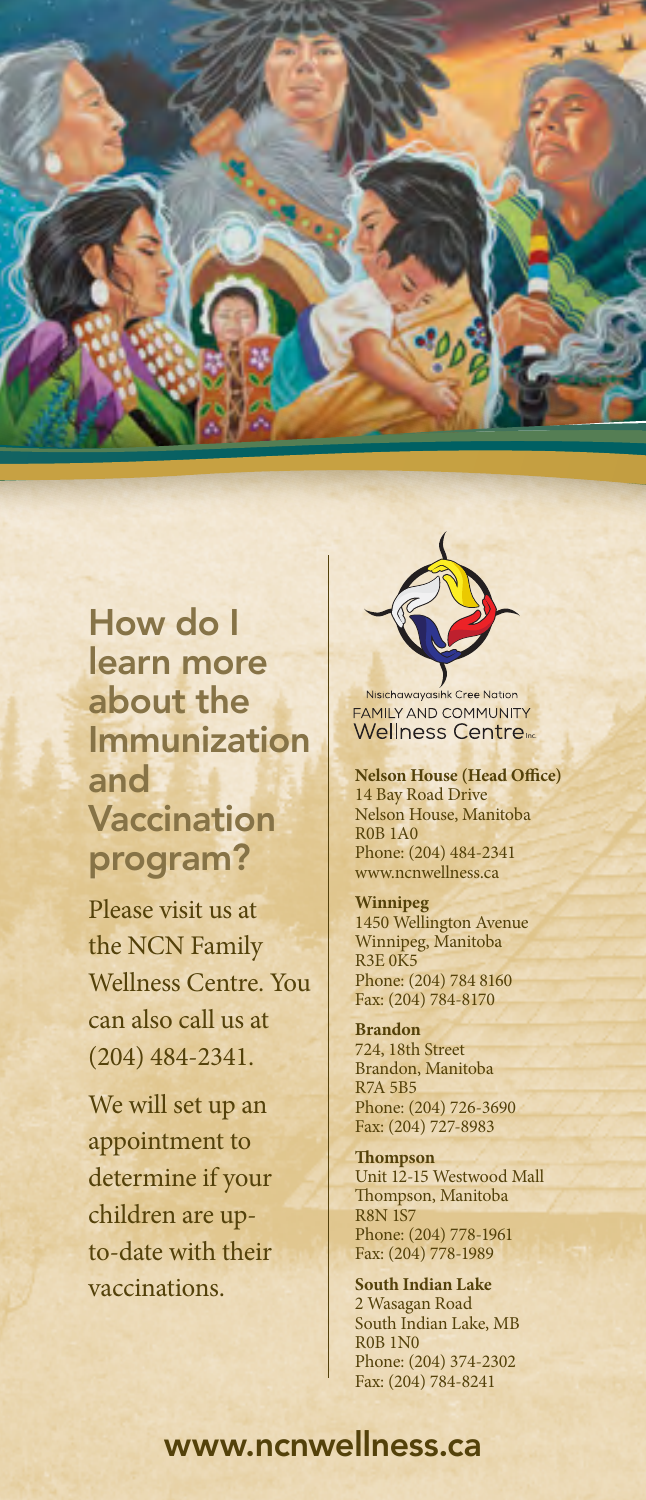## How do I learn more about the Immunization and Vaccination program?

Please visit us at the NCN Family Wellness Centre. You can also call us at (204) 484-2341.

We will set up an appointment to determine if your children are up-to-date with their vaccinations.

Nisichawayasihk Cree Nation
FAMILY AND COMMUNITY
Wellness Centre Inc

**Nelson House (Head Office)**
14 Bay Road Drive
Nelson House, Manitoba
R0B 1A0
Phone: (204) 484-2341
www.ncnwellness.ca

**Winnipeg**
1450 Wellington Avenue
Winnipeg, Manitoba
R3E 0K5
Phone: (204) 784 8160
Fax: (204) 784-8170

**Brandon**
724, 18th Street
Brandon, Manitoba
R7A 5B5
Phone: (204) 726-3690
Fax: (204) 727-8983

**Thompson**
Unit 12-15 Westwood Mall
Thompson, Manitoba
R8N 1S7
Phone: (204) 778-1961
Fax: (204) 778-1989

**South Indian Lake**
2 Wasagan Road
South Indian Lake, MB
R0B 1N0
Phone: (204) 374-2302
Fax: (204) 784-8241

**www.ncnwellness.ca**